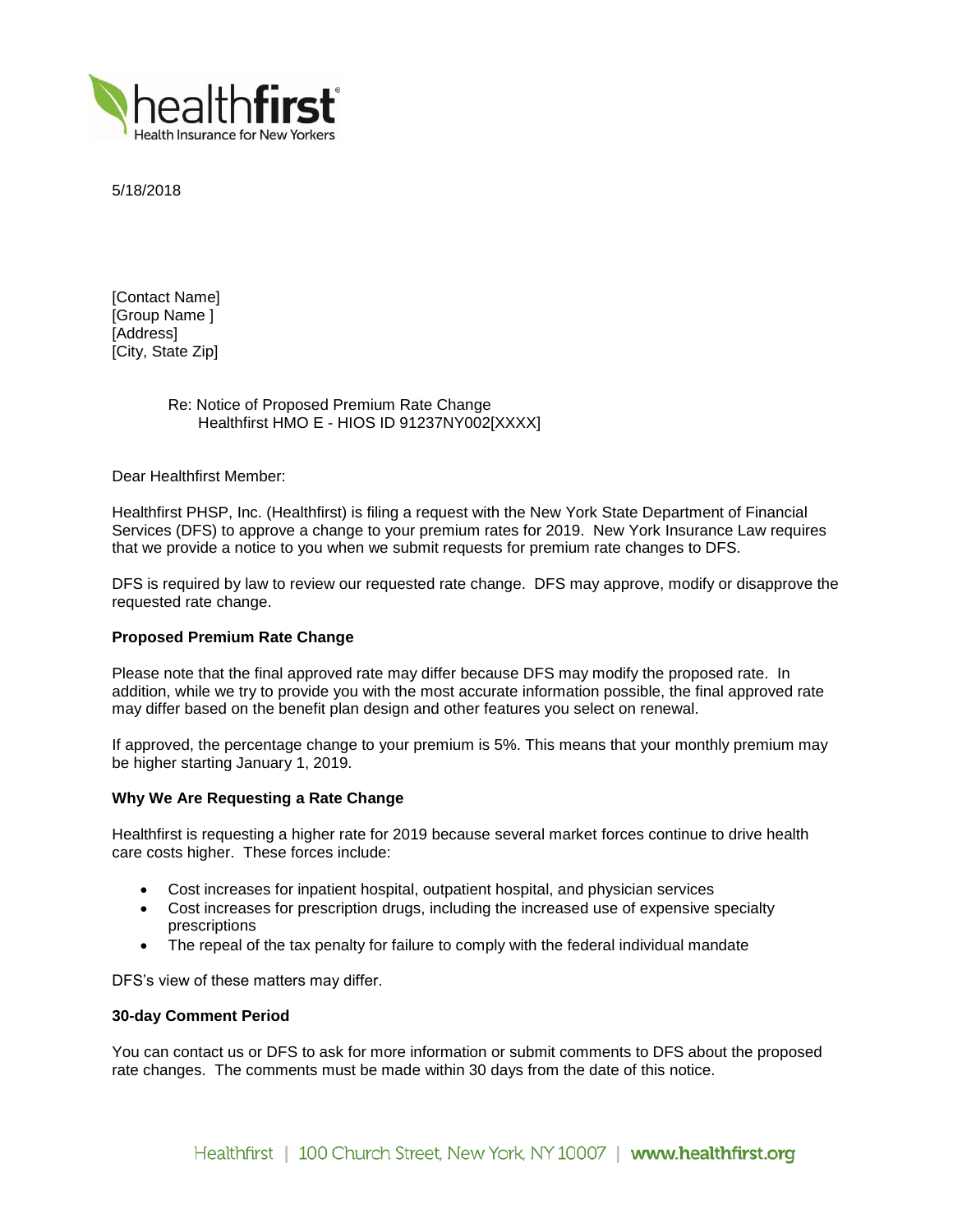healthfirst
Health Insurance for New Yorkers

5/18/2018

[Contact Name]
[Group Name ]
[Address]
[City, State Zip]

Re: Notice of Proposed Premium Rate Change
Healthfirst HMO E - HIOS ID 91237NY002[XXXX]

Dear Healthfirst Member:

Healthfirst PHSP, Inc. (Healthfirst) is filing a request with the New York State Department of Financial Services (DFS) to approve a change to your premium rates for 2019. New York Insurance Law requires that we provide a notice to you when we submit requests for premium rate changes to DFS.

DFS is required by law to review our requested rate change. DFS may approve, modify or disapprove the requested rate change.

**Proposed Premium Rate Change**

Please note that the final approved rate may differ because DFS may modify the proposed rate. In addition, while we try to provide you with the most accurate information possible, the final approved rate may differ based on the benefit plan design and other features you select on renewal.

If approved, the percentage change to your premium is 5%. This means that your monthly premium may be higher starting January 1, 2019.

**Why We Are Requesting a Rate Change**

Healthfirst is requesting a higher rate for 2019 because several market forces continue to drive health care costs higher. These forces include:

- Cost increases for inpatient hospital, outpatient hospital, and physician services
- Cost increases for prescription drugs, including the increased use of expensive specialty prescriptions
- The repeal of the tax penalty for failure to comply with the federal individual mandate

DFS's view of these matters may differ.

**30-day Comment Period**

You can contact us or DFS to ask for more information or submit comments to DFS about the proposed rate changes. The comments must be made within 30 days from the date of this notice.

Healthfirst | 100 Church Street, New York, NY 10007 | www.healthfirst.org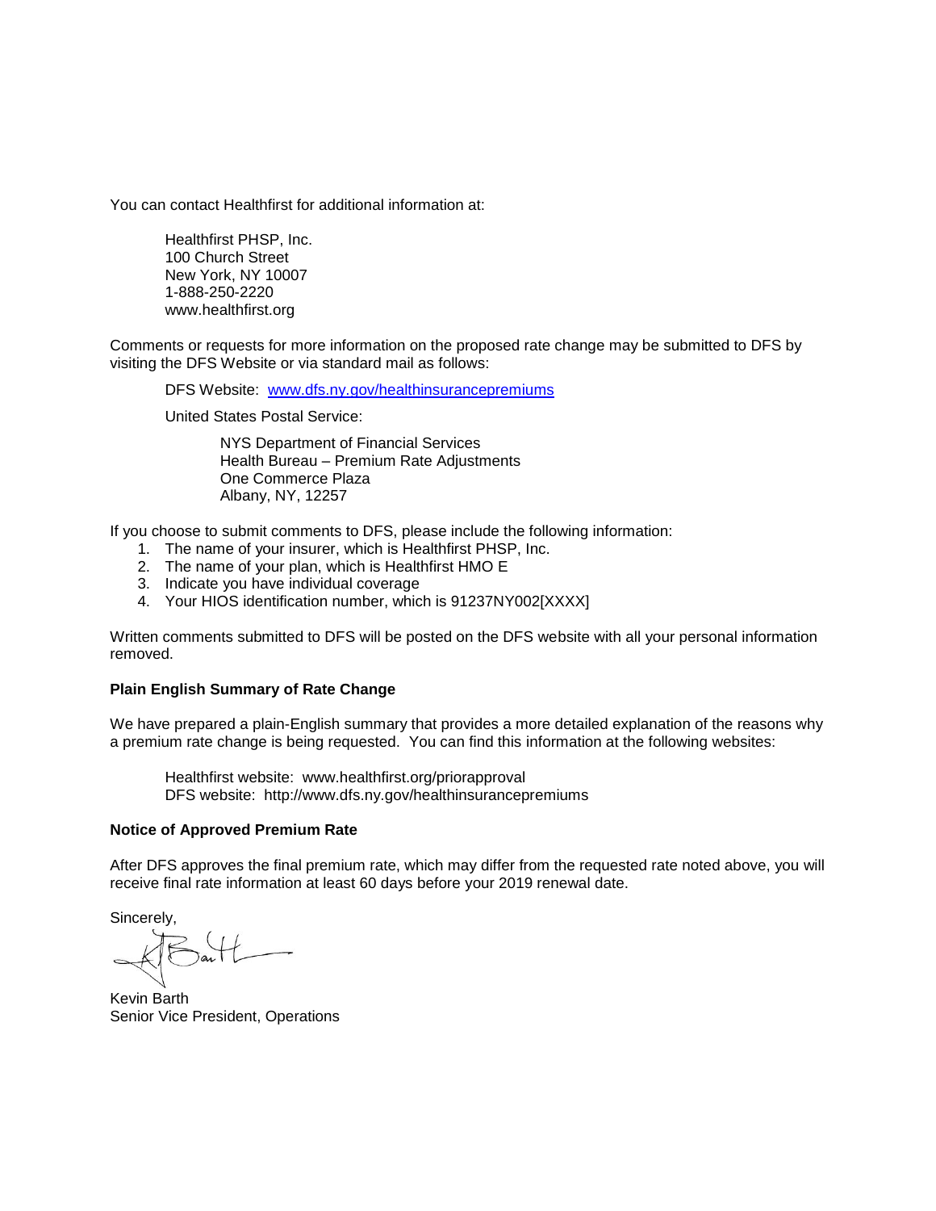You can contact Healthfirst for additional information at:

Healthfirst PHSP, Inc.
100 Church Street
New York, NY 10007
1-888-250-2220
www.healthfirst.org

Comments or requests for more information on the proposed rate change may be submitted to DFS by visiting the DFS Website or via standard mail as follows:

DFS Website: www.dfs.ny.gov/healthinsurancepremiums

United States Postal Service:

NYS Department of Financial Services
Health Bureau – Premium Rate Adjustments
One Commerce Plaza
Albany, NY, 12257

If you choose to submit comments to DFS, please include the following information:

1. The name of your insurer, which is Healthfirst PHSP, Inc.
2. The name of your plan, which is Healthfirst HMO E
3. Indicate you have individual coverage
4. Your HIOS identification number, which is 91237NY002[XXXX]

Written comments submitted to DFS will be posted on the DFS website with all your personal information removed.

**Plain English Summary of Rate Change**

We have prepared a plain-English summary that provides a more detailed explanation of the reasons why a premium rate change is being requested. You can find this information at the following websites:

Healthfirst website: www.healthfirst.org/priorapproval
DFS website: http://www.dfs.ny.gov/healthinsurancepremiums

**Notice of Approved Premium Rate**

After DFS approves the final premium rate, which may differ from the requested rate noted above, you will receive final rate information at least 60 days before your 2019 renewal date.

Sincerely,

Kevin Barth
Senior Vice President, Operations